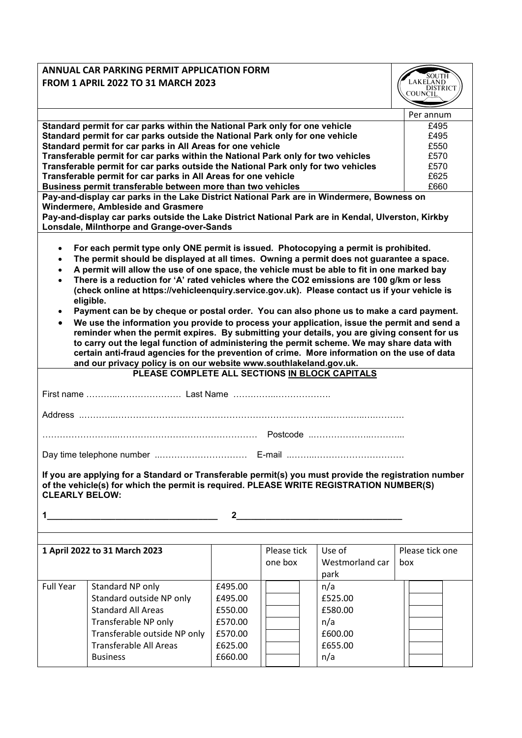# ANNUAL CAR PARKING PERMIT APPLICATION FORM
# FROM 1 APRIL 2022 TO 31 MARCH 2023

SOUTH LAKELAND DISTRICT COUNCIL

| | Per annum |
|---|---|
| **Standard permit for car parks within the National Park only for one vehicle** | £495 |
| **Standard permit for car parks outside the National Park only for one vehicle** | £495 |
| **Standard permit for car parks in All Areas for one vehicle** | £550 |
| **Transferable permit for car parks within the National Park only for two vehicles** | £570 |
| **Transferable permit for car parks outside the National Park only for two vehicles** | £570 |
| **Transferable permit for car parks in All Areas for one vehicle** | £625 |
| **Business permit transferable between more than two vehicles** | £660 |

**Pay-and-display car parks in the Lake District National Park are in Windermere, Bowness on Windermere, Ambleside and Grasmere**

**Pay-and-display car parks outside the Lake District National Park are in Kendal, Ulverston, Kirkby Lonsdale, Milnthorpe and Grange-over-Sands**

- **For each permit type only ONE permit is issued. Photocopying a permit is prohibited.**
- **The permit should be displayed at all times. Owning a permit does not guarantee a space.**
- **A permit will allow the use of one space, the vehicle must be able to fit in one marked bay**
- **There is a reduction for 'A' rated vehicles where the $CO_2$ emissions are 100 g/km or less (check online at https://vehicleenquiry.service.gov.uk). Please contact us if your vehicle is eligible.**
- **Payment can be by cheque or postal order. You can also phone us to make a card payment.**
- **We use the information you provide to process your application, issue the permit and send a reminder when the permit expires. By submitting your details, you are giving consent for us to carry out the legal function of administering the permit scheme. We may share data with certain anti-fraud agencies for the prevention of crime. More information on the use of data and our privacy policy is on our website www.southlakeland.gov.uk.**

**PLEASE COMPLETE ALL SECTIONS IN BLOCK CAPITALS**

First name ………………………… Last Name ……………………………

Address ……………………………………………………………………………………………

…………………………………………………………… Postcode ……………………………

Day time telephone number ………………………… E-mail ……………………………………

**If you are applying for a Standard or Transferable permit(s) you must provide the registration number of the vehicle(s) for which the permit is required. PLEASE WRITE REGISTRATION NUMBER(S) CLEARLY BELOW:**

**1**\_\_\_\_\_\_\_\_\_\_\_\_\_\_\_\_\_\_\_\_\_\_\_\_\_\_\_\_\_\_ **2**\_\_\_\_\_\_\_\_\_\_\_\_\_\_\_\_\_\_\_\_\_\_\_\_\_\_\_\_\_\_

| 1 April 2022 to 31 March 2023 | | | Please tick one box | Use of Westmorland car park | Please tick one box |
|---|---|---|---|---|---|
| Full Year | Standard NP only | £495.00 | | n/a | |
| | Standard outside NP only | £495.00 | | £525.00 | |
| | Standard All Areas | £550.00 | | £580.00 | |
| | Transferable NP only | £570.00 | | n/a | |
| | Transferable outside NP only | £570.00 | | £600.00 | |
| | Transferable All Areas | £625.00 | | £655.00 | |
| | Business | £660.00 | | n/a | |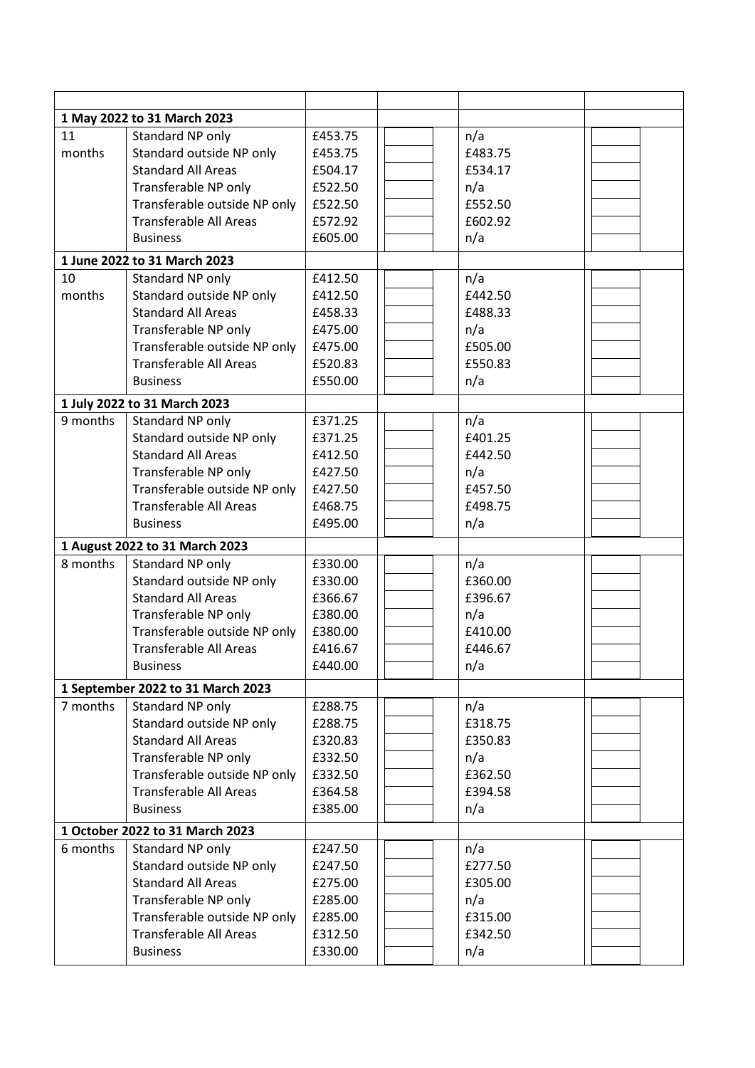| | | | | | |
|---|---|---|---|---|---|
| **1 May 2022 to 31 March 2023** | | | | | |
| 11 months | Standard NP only | £453.75 | | n/a | |
| | Standard outside NP only | £453.75 | | £483.75 | |
| | Standard All Areas | £504.17 | | £534.17 | |
| | Transferable NP only | £522.50 | | n/a | |
| | Transferable outside NP only | £522.50 | | £552.50 | |
| | Transferable All Areas | £572.92 | | £602.92 | |
| | Business | £605.00 | | n/a | |
| **1 June 2022 to 31 March 2023** | | | | | |
| 10 months | Standard NP only | £412.50 | | n/a | |
| | Standard outside NP only | £412.50 | | £442.50 | |
| | Standard All Areas | £458.33 | | £488.33 | |
| | Transferable NP only | £475.00 | | n/a | |
| | Transferable outside NP only | £475.00 | | £505.00 | |
| | Transferable All Areas | £520.83 | | £550.83 | |
| | Business | £550.00 | | n/a | |
| **1 July 2022 to 31 March 2023** | | | | | |
| 9 months | Standard NP only | £371.25 | | n/a | |
| | Standard outside NP only | £371.25 | | £401.25 | |
| | Standard All Areas | £412.50 | | £442.50 | |
| | Transferable NP only | £427.50 | | n/a | |
| | Transferable outside NP only | £427.50 | | £457.50 | |
| | Transferable All Areas | £468.75 | | £498.75 | |
| | Business | £495.00 | | n/a | |
| **1 August 2022 to 31 March 2023** | | | | | |
| 8 months | Standard NP only | £330.00 | | n/a | |
| | Standard outside NP only | £330.00 | | £360.00 | |
| | Standard All Areas | £366.67 | | £396.67 | |
| | Transferable NP only | £380.00 | | n/a | |
| | Transferable outside NP only | £380.00 | | £410.00 | |
| | Transferable All Areas | £416.67 | | £446.67 | |
| | Business | £440.00 | | n/a | |
| **1 September 2022 to 31 March 2023** | | | | | |
| 7 months | Standard NP only | £288.75 | | n/a | |
| | Standard outside NP only | £288.75 | | £318.75 | |
| | Standard All Areas | £320.83 | | £350.83 | |
| | Transferable NP only | £332.50 | | n/a | |
| | Transferable outside NP only | £332.50 | | £362.50 | |
| | Transferable All Areas | £364.58 | | £394.58 | |
| | Business | £385.00 | | n/a | |
| **1 October 2022 to 31 March 2023** | | | | | |
| 6 months | Standard NP only | £247.50 | | n/a | |
| | Standard outside NP only | £247.50 | | £277.50 | |
| | Standard All Areas | £275.00 | | £305.00 | |
| | Transferable NP only | £285.00 | | n/a | |
| | Transferable outside NP only | £285.00 | | £315.00 | |
| | Transferable All Areas | £312.50 | | £342.50 | |
| | Business | £330.00 | | n/a | |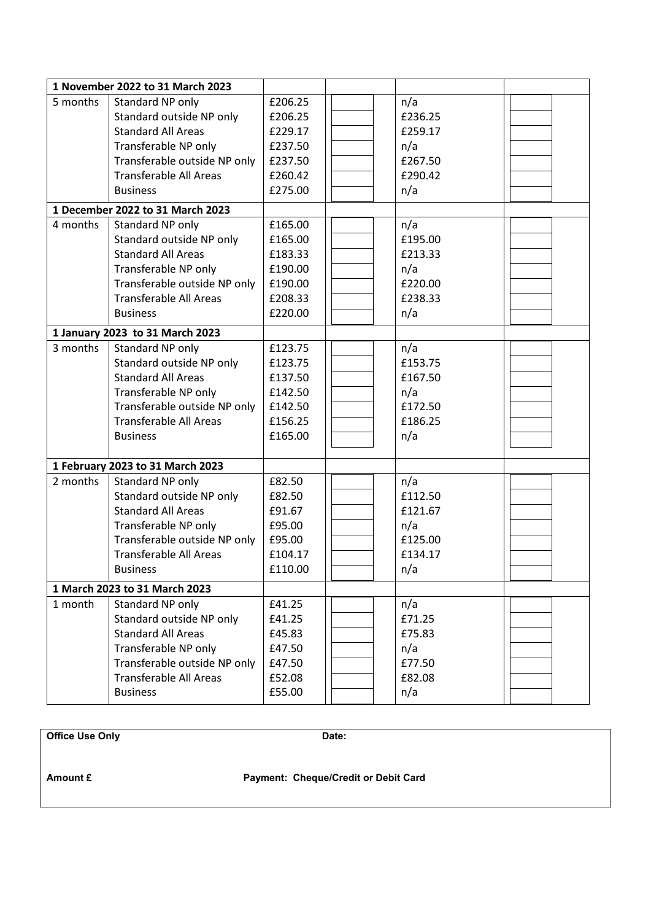| | | | | | |
|---|---|---|---|---|---|
| **1 November 2022 to 31 March 2023** | | | | | |
| 5 months | Standard NP only | £206.25 | | n/a | |
| | Standard outside NP only | £206.25 | | £236.25 | |
| | Standard All Areas | £229.17 | | £259.17 | |
| | Transferable NP only | £237.50 | | n/a | |
| | Transferable outside NP only | £237.50 | | £267.50 | |
| | Transferable All Areas | £260.42 | | £290.42 | |
| | Business | £275.00 | | n/a | |
| **1 December 2022 to 31 March 2023** | | | | | |
| 4 months | Standard NP only | £165.00 | | n/a | |
| | Standard outside NP only | £165.00 | | £195.00 | |
| | Standard All Areas | £183.33 | | £213.33 | |
| | Transferable NP only | £190.00 | | n/a | |
| | Transferable outside NP only | £190.00 | | £220.00 | |
| | Transferable All Areas | £208.33 | | £238.33 | |
| | Business | £220.00 | | n/a | |
| **1 January 2023 to 31 March 2023** | | | | | |
| 3 months | Standard NP only | £123.75 | | n/a | |
| | Standard outside NP only | £123.75 | | £153.75 | |
| | Standard All Areas | £137.50 | | £167.50 | |
| | Transferable NP only | £142.50 | | n/a | |
| | Transferable outside NP only | £142.50 | | £172.50 | |
| | Transferable All Areas | £156.25 | | £186.25 | |
| | Business | £165.00 | | n/a | |
| **1 February 2023 to 31 March 2023** | | | | | |
| 2 months | Standard NP only | £82.50 | | n/a | |
| | Standard outside NP only | £82.50 | | £112.50 | |
| | Standard All Areas | £91.67 | | £121.67 | |
| | Transferable NP only | £95.00 | | n/a | |
| | Transferable outside NP only | £95.00 | | £125.00 | |
| | Transferable All Areas | £104.17 | | £134.17 | |
| | Business | £110.00 | | n/a | |
| **1 March 2023 to 31 March 2023** | | | | | |
| 1 month | Standard NP only | £41.25 | | n/a | |
| | Standard outside NP only | £41.25 | | £71.25 | |
| | Standard All Areas | £45.83 | | £75.83 | |
| | Transferable NP only | £47.50 | | n/a | |
| | Transferable outside NP only | £47.50 | | £77.50 | |
| | Transferable All Areas | £52.08 | | £82.08 | |
| | Business | £55.00 | | n/a | |

**Office Use Only** **Date:**

**Amount £** **Payment: Cheque/Credit or Debit Card**